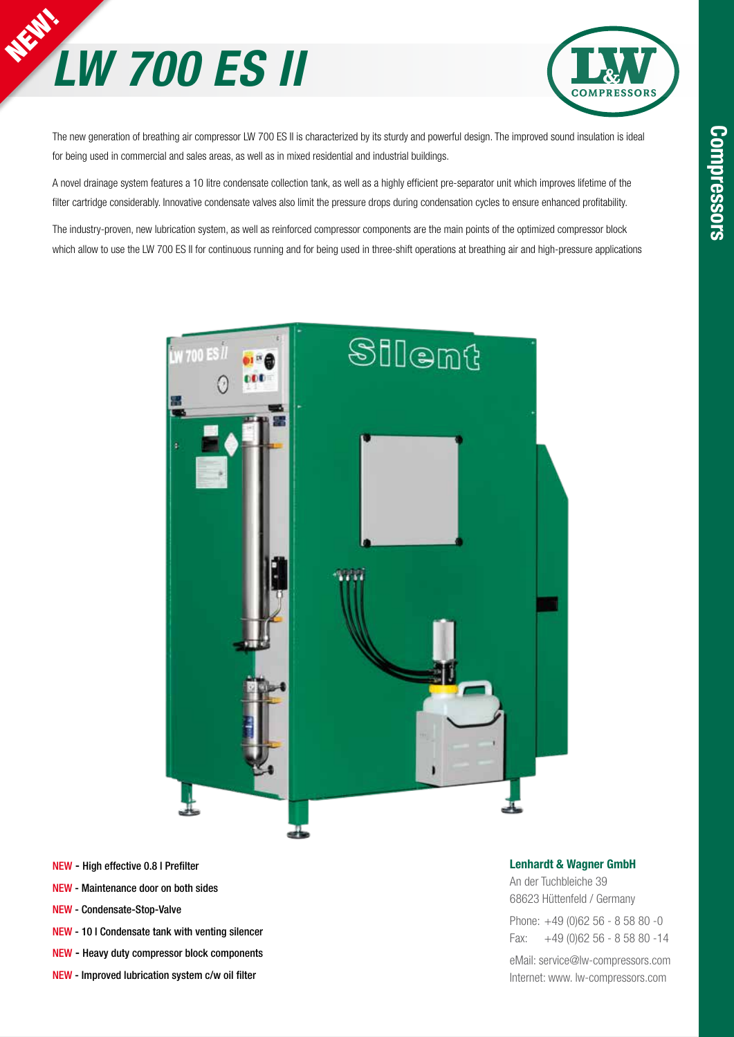NEW!

# LW 700 ES II

The new generation of breathing air compressor LW 700 ES II is characterized by its sturdy and powerful design. The improved sound insulation is ideal for being used in commercial and sales areas, as well as in mixed residential and industrial buildings.

A novel drainage system features a 10 litre condensate collection tank, as well as a highly efficient pre-separator unit which improves lifetime of the filter cartridge considerably. Innovative condensate valves also limit the pressure drops during condensation cycles to ensure enhanced profitability.

The industry-proven, new lubrication system, as well as reinforced compressor components are the main points of the optimized compressor block which allow to use the LW 700 ES II for continuous running and for being used in three-shift operations at breathing air and high-pressure applications

- NEW - High effective 0.8 l Prefilter
- NEW - Maintenance door on both sides
- NEW - Condensate-Stop-Valve
- NEW - 10 l Condensate tank with venting silencer
- NEW - Heavy duty compressor block components
- NEW - Improved lubrication system c/w oil filter

**Lenhardt & Wagner GmbH**
An der Tuchbleiche 39
68623 Hüttenfeld / Germany

Phone: +49 (0)62 56 - 8 58 80 -0
Fax: +49 (0)62 56 - 8 58 80 -14

eMail: service@lw-compressors.com
Internet: www. lw-compressors.com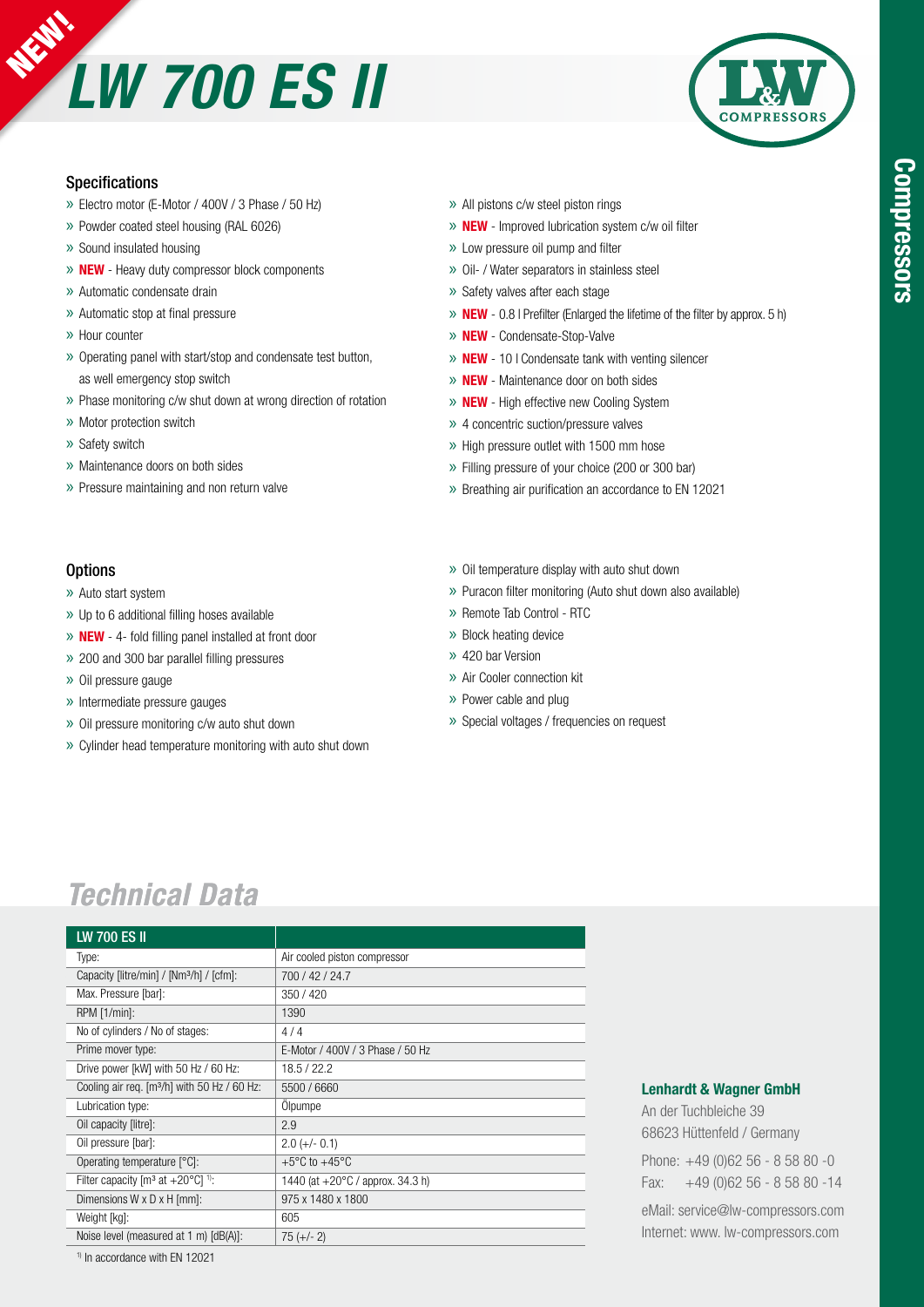NEW!

# LW 700 ES II

## Specifications

- » Electro motor (E-Motor / 400V / 3 Phase / 50 Hz)
- » Powder coated steel housing (RAL 6026)
- » Sound insulated housing
- » **NEW** - Heavy duty compressor block components
- » Automatic condensate drain
- » Automatic stop at final pressure
- » Hour counter
- » Operating panel with start/stop and condensate test button, as well emergency stop switch
- » Phase monitoring c/w shut down at wrong direction of rotation
- » Motor protection switch
- » Safety switch
- » Maintenance doors on both sides
- » Pressure maintaining and non return valve
- » All pistons c/w steel piston rings
- » **NEW** - Improved lubrication system c/w oil filter
- » Low pressure oil pump and filter
- » Oil- / Water separators in stainless steel
- » Safety valves after each stage
- » **NEW** - 0.8 l Prefilter (Enlarged the lifetime of the filter by approx. 5 h)
- » **NEW** - Condensate-Stop-Valve
- » **NEW** - 10 l Condensate tank with venting silencer
- » **NEW** - Maintenance door on both sides
- » **NEW** - High effective new Cooling System
- » 4 concentric suction/pressure valves
- » High pressure outlet with 1500 mm hose
- » Filling pressure of your choice (200 or 300 bar)
- » Breathing air purification an accordance to EN 12021

## Options

- » Auto start system
- » Up to 6 additional filling hoses available
- » **NEW** - 4- fold filling panel installed at front door
- » 200 and 300 bar parallel filling pressures
- » Oil pressure gauge
- » Intermediate pressure gauges
- » Oil pressure monitoring c/w auto shut down
- » Cylinder head temperature monitoring with auto shut down
- » Oil temperature display with auto shut down
- » Puracon filter monitoring (Auto shut down also available)
- » Remote Tab Control - RTC
- » Block heating device
- » 420 bar Version
- » Air Cooler connection kit
- » Power cable and plug
- » Special voltages / frequencies on request

## *Technical Data*

| LW 700 ES II | |
|---|---|
| Type: | Air cooled piston compressor |
| Capacity [litre/min] / [Nm³/h] / [cfm]: | 700 / 42 / 24.7 |
| Max. Pressure [bar]: | 350 / 420 |
| RPM [1/min]: | 1390 |
| No of cylinders / No of stages: | 4 / 4 |
| Prime mover type: | E-Motor / 400V / 3 Phase / 50 Hz |
| Drive power [kW] with 50 Hz / 60 Hz: | 18.5 / 22.2 |
| Cooling air req. [m³/h] with 50 Hz / 60 Hz: | 5500 / 6660 |
| Lubrication type: | Ölpumpe |
| Oil capacity [litre]: | 2.9 |
| Oil pressure [bar]: | 2.0 (+/- 0.1) |
| Operating temperature [°C]: | +5°C to +45°C |
| Filter capacity [m³ at +20°C] [1]: | 1440 (at +20°C / approx. 34.3 h) |
| Dimensions W x D x H [mm]: | 975 x 1480 x 1800 |
| Weight [kg]: | 605 |
| Noise level (measured at 1 m) [dB(A)]: | 75 (+/- 2) |

[1] In accordance with EN 12021

**Lenhardt & Wagner GmbH**
An der Tuchbleiche 39
68623 Hüttenfeld / Germany

Phone: +49 (0)62 56 - 8 58 80 -0
Fax: +49 (0)62 56 - 8 58 80 -14

eMail: service@lw-compressors.com
Internet: www. lw-compressors.com